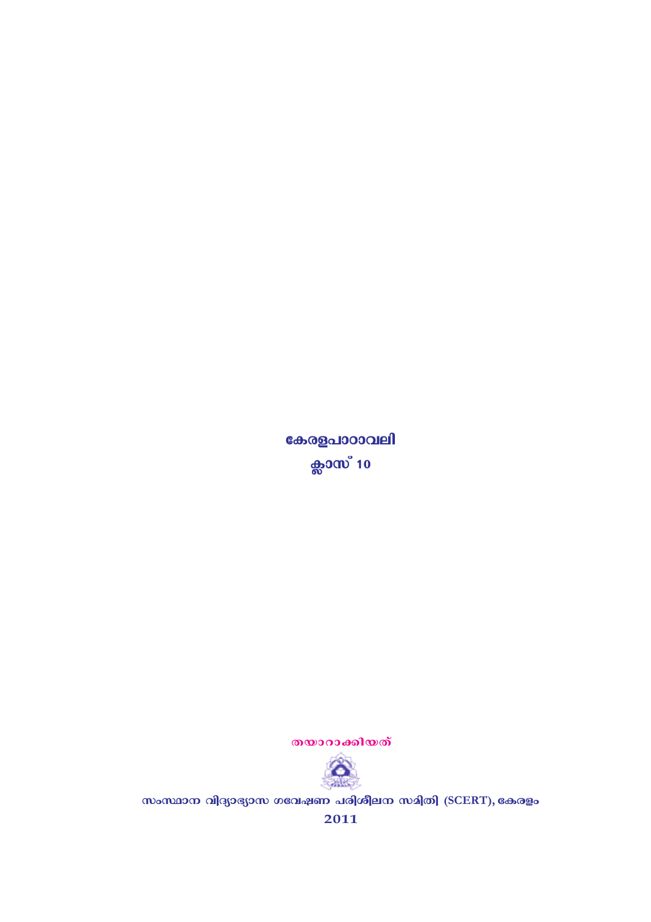# കേരളപാഠാവലി

## ക്ലാസ് 10

തയാറാക്കിയത്

സംസ്ഥാന വിദ്യാഭ്യാസ ഗവേഷണ പരിശീലന സമിതി (SCERT), കേരളം

2011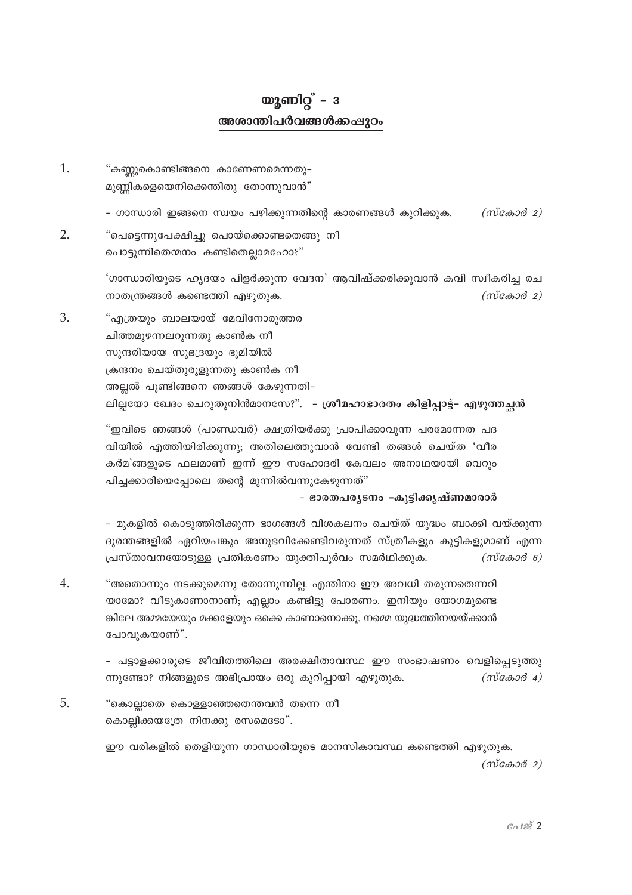# യൂണിറ്റ് - 3

## അശാന്തിപർവങ്ങൾക്കപ്പുറം

1. "കണ്ണുകൊണ്ടിങ്ങനെ കാണേണമെന്നതു-
മുണ്ണികളെയെനിക്കെന്തിതു തോന്നുവാൻ"

   - ഗാന്ധാരി ഇങ്ങനെ സ്വയം പഴിക്കുന്നതിന്റെ കാരണങ്ങൾ കുറിക്കുക. *(സ്കോർ 2)*

2. "പെട്ടെന്നുപേക്ഷിച്ചു പൊയ്ക്കൊണ്ടതെങ്ങു നീ
പൊട്ടുന്നിതെന്മനം കണ്ടിതെല്ലാമഹോ?"

   'ഗാന്ധാരിയുടെ ഹൃദയം പിളർക്കുന്ന വേദന' ആവിഷ്ക്കരിക്കുവാൻ കവി സ്വീകരിച്ച രചനാതന്ത്രങ്ങൾ കണ്ടെത്തി എഴുതുക. *(സ്കോർ 2)*

3. "എത്രയും ബാലയായ് മേവിനോരുത്തര
ചിത്തമുഴന്നലറുന്നതു കാൺക നീ
സുന്ദരിയായ സുഭദ്രയും ഭൂമിയിൽ
ക്രന്ദനം ചെയ്തുരുളുന്നതു കാൺക നീ
അല്ലൽ പൂണ്ടിങ്ങനെ ഞങ്ങൾ കേഴുന്നതി-
ലില്ലയോ ഖേദം ചെറുതുനിൻമാനസേ?". - **ശ്രീമഹാഭാരതം കിളിപ്പാട്ട്- എഴുത്തച്ഛൻ**

   "ഇവിടെ ഞങ്ങൾ (പാണ്ഡവർ) ക്ഷത്രിയർക്കു പ്രാപിക്കാവുന്ന പരമോന്നത പദവിയിൽ എത്തിയിരിക്കുന്നു; അതിലെത്തുവാൻ വേണ്ടി തങ്ങൾ ചെയ്ത 'വീരകർമ'ങ്ങളുടെ ഫലമാണ് ഇന്ന് ഈ സഹോദരി കേവലം അനാഥയായി വെറും പിച്ചക്കാരിയെപ്പോലെ തന്റെ മുന്നിൽവന്നുകേഴുന്നത്"

   **- ഭാരതപര്യടനം -കുട്ടിക്കൃഷ്ണമാരാർ**

   - മുകളിൽ കൊടുത്തിരിക്കുന്ന ഭാഗങ്ങൾ വിശകലനം ചെയ്ത് യുദ്ധം ബാക്കി വയ്ക്കുന്ന ദുരന്തങ്ങളിൽ ഏറിയപങ്കും അനുഭവിക്കേണ്ടിവരുന്നത് സ്ത്രീകളും കുട്ടികളുമാണ് എന്ന പ്രസ്താവനയോടുള്ള പ്രതികരണം യുക്തിപൂർവം സമർഥിക്കുക. *(സ്കോർ 6)*

4. "അതൊന്നും നടക്കുമെന്നു തോന്നുന്നില്ല. എന്തിനാ ഈ അവധി തരുന്നതെന്നറിയാമോ? വീടുകാണാനാണ്; എല്ലാം കണ്ടിട്ടു പോരണം. ഇനിയും യോഗമുണ്ടെങ്കിലേ അമ്മയേയും മക്കളേയും ഒക്കെ കാണാനൊക്കൂ. നമ്മെ യുദ്ധത്തിനയയ്ക്കാൻ പോവുകയാണ്".

   - പട്ടാളക്കാരുടെ ജീവിതത്തിലെ അരക്ഷിതാവസ്ഥ ഈ സംഭാഷണം വെളിപ്പെടുത്തുന്നുണ്ടോ? നിങ്ങളുടെ അഭിപ്രായം ഒരു കുറിപ്പായി എഴുതുക. *(സ്കോർ 4)*

5. "കൊല്ലാതെ കൊള്ളാഞ്ഞതെന്തവൻ തന്നെ നീ
കൊല്ലിക്കയത്രേ നിനക്കു രസമെടോ".

   ഈ വരികളിൽ തെളിയുന്ന ഗാന്ധാരിയുടെ മാനസികാവസ്ഥ കണ്ടെത്തി എഴുതുക. *(സ്കോർ 2)*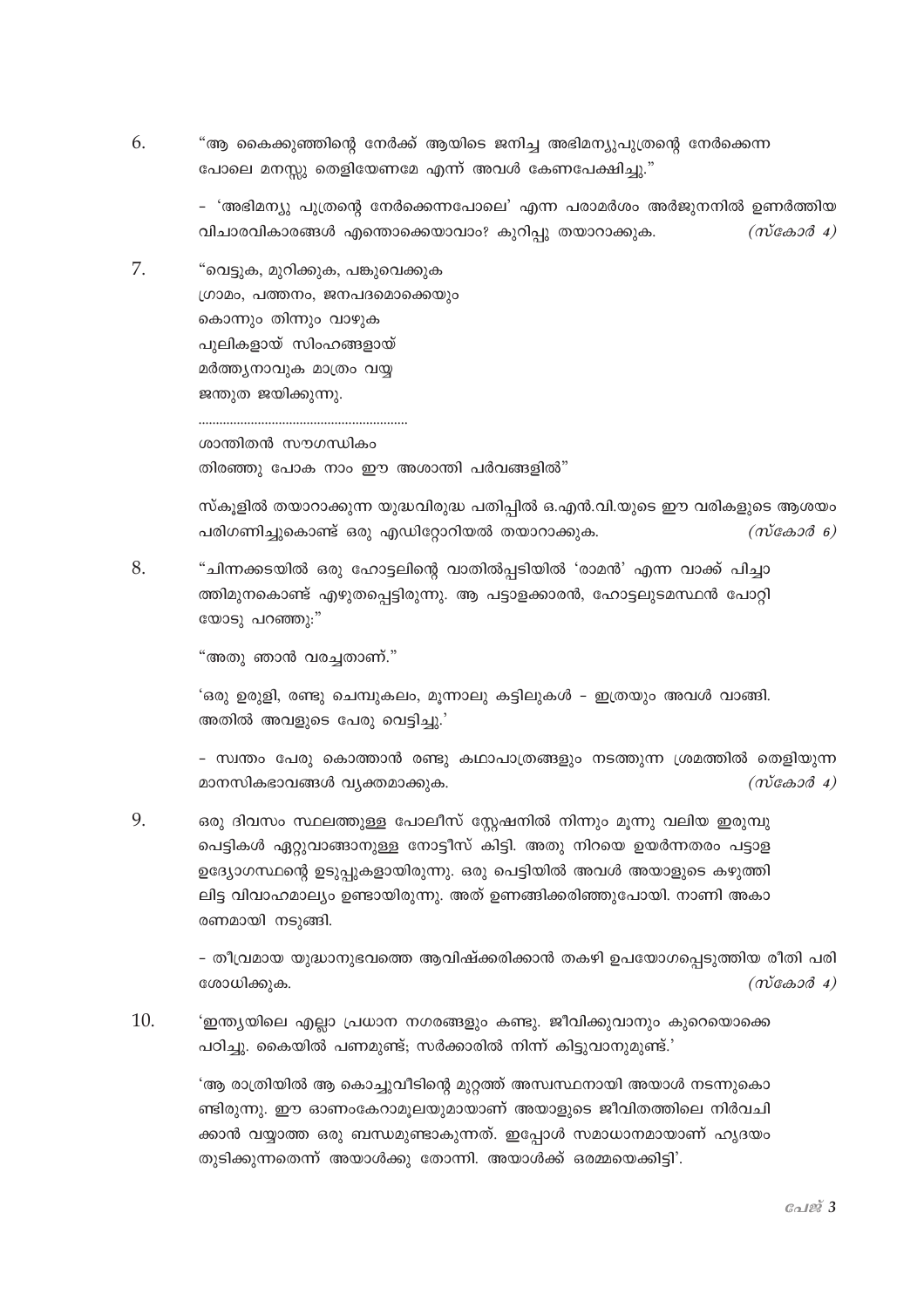6. "ആ കൈക്കുഞ്ഞിന്റെ നേർക്ക് ആയിടെ ജനിച്ച അഭിമന്യുപുത്രന്റെ നേർക്കെന്ന പോലെ മനസ്സു തെളിയേണമേ എന്ന് അവൾ കേണപേക്ഷിച്ചു."

   - 'അഭിമന്യു പുത്രന്റെ നേർക്കെന്നപോലെ' എന്ന പരാമർശം അർജുനനിൽ ഉണർത്തിയ വിചാരവികാരങ്ങൾ എന്തൊക്കെയാവാം? കുറിപ്പു തയാറാക്കുക. *(സ്കോർ 4)*

7. "വെട്ടുക, മുറിക്കുക, പങ്കുവെക്കുക
   ഗ്രാമം, പത്തനം, ജനപദമൊക്കെയും
   കൊന്നും തിന്നും വാഴുക
   പുലികളായ് സിംഹങ്ങളായ്
   മർത്ത്യനാവുക മാത്രം വയ്യ
   ജന്തുത ജയിക്കുന്നു.
   ............................................................
   ശാന്തിതൻ സൗഗന്ധികം
   തിരഞ്ഞു പോക നാം ഈ അശാന്തി പർവങ്ങളിൽ"

   സ്കൂളിൽ തയാറാക്കുന്ന യുദ്ധവിരുദ്ധ പതിപ്പിൽ ഒ.എൻ.വി.യുടെ ഈ വരികളുടെ ആശയം പരിഗണിച്ചുകൊണ്ട് ഒരു എഡിറ്റോറിയൽ തയാറാക്കുക. *(സ്കോർ 6)*

8. "ചിന്നക്കടയിൽ ഒരു ഹോട്ടലിന്റെ വാതിൽപ്പടിയിൽ 'രാമൻ' എന്ന വാക്ക് പിച്ചാത്തിമുനകൊണ്ട് എഴുതപ്പെട്ടിരുന്നു. ആ പട്ടാളക്കാരൻ, ഹോട്ടലുടമസ്ഥൻ പോറ്റിയോടു പറഞ്ഞു:"

   "അതു ഞാൻ വരച്ചതാണ്."

   'ഒരു ഉരുളി, രണ്ടു ചെമ്പുകലം, മൂന്നാലു കട്ടിലുകൾ - ഇത്രയും അവൾ വാങ്ങി. അതിൽ അവളുടെ പേരു വെട്ടിച്ചു.'

   - സ്വന്തം പേരു കൊത്താൻ രണ്ടു കഥാപാത്രങ്ങളും നടത്തുന്ന ശ്രമത്തിൽ തെളിയുന്ന മാനസികഭാവങ്ങൾ വ്യക്തമാക്കുക. *(സ്കോർ 4)*

9. ഒരു ദിവസം സ്ഥലത്തുള്ള പോലീസ് സ്റ്റേഷനിൽ നിന്നും മൂന്നു വലിയ ഇരുമ്പു പെട്ടികൾ ഏറ്റുവാങ്ങാനുള്ള നോട്ടീസ് കിട്ടി. അതു നിറയെ ഉയർന്നതരം പട്ടാള ഉദ്യോഗസ്ഥന്റെ ഉടുപ്പുകളായിരുന്നു. ഒരു പെട്ടിയിൽ അവൾ അയാളുടെ കഴുത്തിലിട്ട വിവാഹമാല്യം ഉണ്ടായിരുന്നു. അത് ഉണങ്ങിക്കരിഞ്ഞുപോയി. നാണി അകാരണമായി നടുങ്ങി.

   - തീവ്രമായ യുദ്ധാനുഭവത്തെ ആവിഷ്കരിക്കാൻ തകഴി ഉപയോഗപ്പെടുത്തിയ രീതി പരിശോധിക്കുക. *(സ്കോർ 4)*

10. 'ഇന്ത്യയിലെ എല്ലാ പ്രധാന നഗരങ്ങളും കണ്ടു. ജീവിക്കുവാനും കുറെയൊക്കെ പഠിച്ചു. കൈയിൽ പണമുണ്ട്; സർക്കാരിൽ നിന്ന് കിട്ടുവാനുമുണ്ട്.'

    'ആ രാത്രിയിൽ ആ കൊച്ചുവീടിന്റെ മുറ്റത്ത് അസ്വസ്ഥനായി അയാൾ നടന്നുകൊണ്ടിരുന്നു. ഈ ഓണംകേറാമൂലയുമായാണ് അയാളുടെ ജീവിതത്തിലെ നിർവചിക്കാൻ വയ്യാത്ത ഒരു ബന്ധമുണ്ടാകുന്നത്. ഇപ്പോൾ സമാധാനമായാണ് ഹൃദയം തുടിക്കുന്നതെന്ന് അയാൾക്കു തോന്നി. അയാൾക്ക് ഒരമ്മയെക്കിട്ടി'.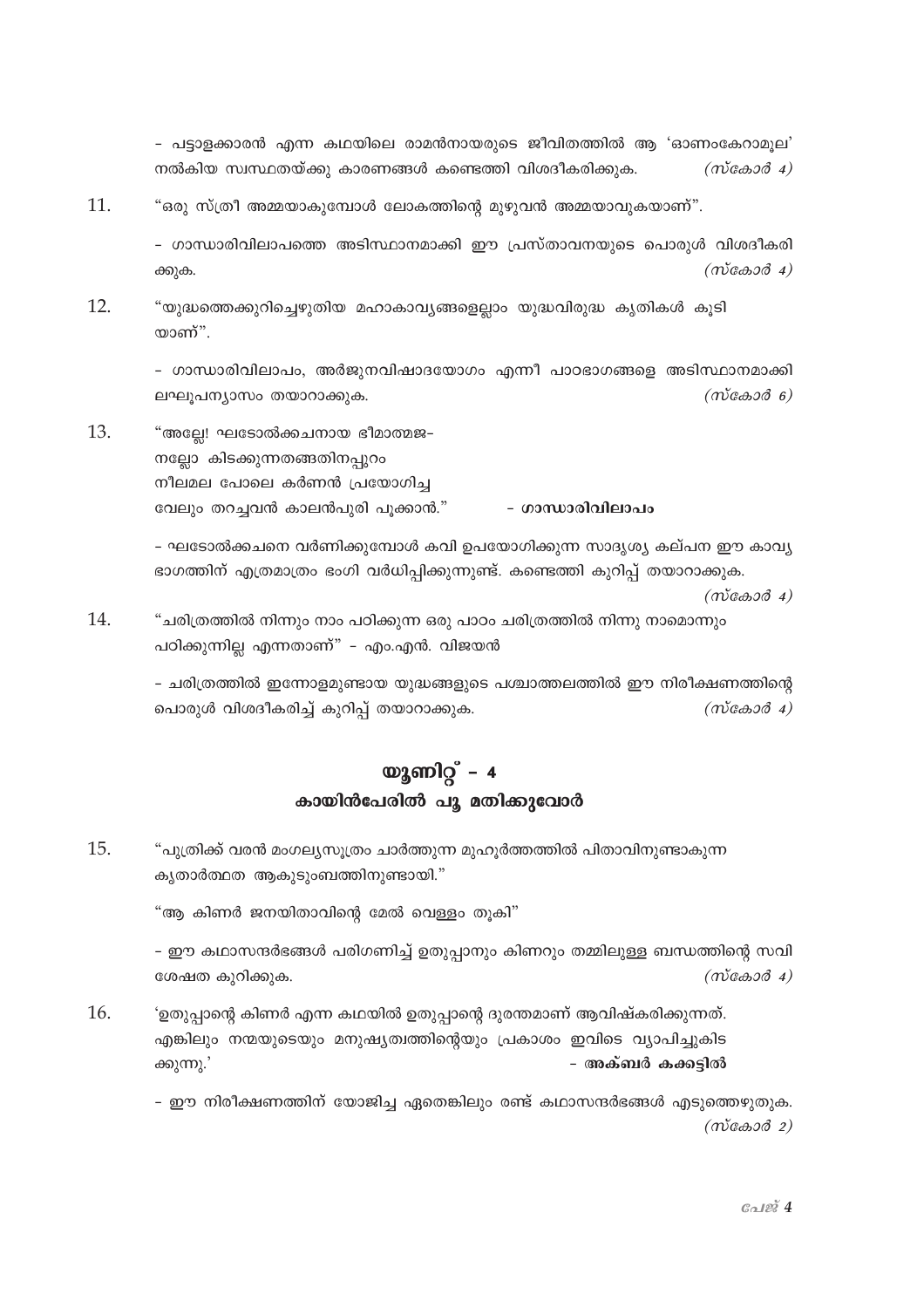- പട്ടാളക്കാരൻ എന്ന കഥയിലെ രാമൻനായരുടെ ജീവിതത്തിൽ ആ 'ഓണംകേറാമൂല' നൽകിയ സ്വസ്ഥതയ്ക്കു കാരണങ്ങൾ കണ്ടെത്തി വിശദീകരിക്കുക. *(സ്കോർ 4)*

11. "ഒരു സ്ത്രീ അമ്മയാകുമ്പോൾ ലോകത്തിന്റെ മുഴുവൻ അമ്മയാവുകയാണ്".

    - ഗാന്ധാരിവിലാപത്തെ അടിസ്ഥാനമാക്കി ഈ പ്രസ്താവനയുടെ പൊരുൾ വിശദീകരിക്കുക. *(സ്കോർ 4)*

12. "യുദ്ധത്തെക്കുറിച്ചെഴുതിയ മഹാകാവ്യങ്ങളെല്ലാം യുദ്ധവിരുദ്ധ കൃതികൾ കൂടിയാണ്".

    - ഗാന്ധാരിവിലാപം, അർജുനവിഷാദയോഗം എന്നീ പാഠഭാഗങ്ങളെ അടിസ്ഥാനമാക്കി ലഘൂപന്യാസം തയാറാക്കുക. *(സ്കോർ 6)*

13. "അല്ലേ! ഘടോൽക്കചനായ ഭീമാത്മജ-
    നല്ലോ കിടക്കുന്നതങ്ങതിനപ്പുറം
    നീലമല പോലെ കർണൻ പ്രയോഗിച്ച
    വേലും തറച്ചവൻ കാലൻപുരി പൂക്കാൻ." - **ഗാന്ധാരിവിലാപം**

    - ഘടോൽക്കചനെ വർണിക്കുമ്പോൾ കവി ഉപയോഗിക്കുന്ന സാദൃശ്യ കല്പന ഈ കാവ്യഭാഗത്തിന് എത്രമാത്രം ഭംഗി വർധിപ്പിക്കുന്നുണ്ട്. കണ്ടെത്തി കുറിപ്പ് തയാറാക്കുക. *(സ്കോർ 4)*

14. "ചരിത്രത്തിൽ നിന്നും നാം പഠിക്കുന്ന ഒരു പാഠം ചരിത്രത്തിൽ നിന്നു നാമൊന്നും പഠിക്കുന്നില്ല എന്നതാണ്" - എം.എൻ. വിജയൻ

    - ചരിത്രത്തിൽ ഇന്നോളമുണ്ടായ യുദ്ധങ്ങളുടെ പശ്ചാത്തലത്തിൽ ഈ നിരീക്ഷണത്തിന്റെ പൊരുൾ വിശദീകരിച്ച് കുറിപ്പ് തയാറാക്കുക. *(സ്കോർ 4)*

## യൂണിറ്റ് - 4
## കായിൻപേരിൽ പൂ മതിക്കുവോർ

15. "പുത്രിക്ക് വരൻ മംഗല്യസൂത്രം ചാർത്തുന്ന മുഹൂർത്തത്തിൽ പിതാവിനുണ്ടാകുന്ന കൃതാർത്ഥത ആകുടുംബത്തിനുണ്ടായി."

    "ആ കിണർ ജനയിതാവിന്റെ മേൽ വെള്ളം തൂകി"

    - ഈ കഥാസന്ദർഭങ്ങൾ പരിഗണിച്ച് ഉതുപ്പാനും കിണറും തമ്മിലുള്ള ബന്ധത്തിന്റെ സവിശേഷത കുറിക്കുക. *(സ്കോർ 4)*

16. 'ഉതുപ്പാന്റെ കിണർ എന്ന കഥയിൽ ഉതുപ്പാന്റെ ദുരന്തമാണ് ആവിഷ്കരിക്കുന്നത്. എങ്കിലും നന്മയുടെയും മനുഷ്യത്വത്തിന്റെയും പ്രകാശം ഇവിടെ വ്യാപിച്ചുകിടക്കുന്നു.' - **അക്ബർ കക്കട്ടിൽ**

    - ഈ നിരീക്ഷണത്തിന് യോജിച്ച ഏതെങ്കിലും രണ്ട് കഥാസന്ദർഭങ്ങൾ എടുത്തെഴുതുക. *(സ്കോർ 2)*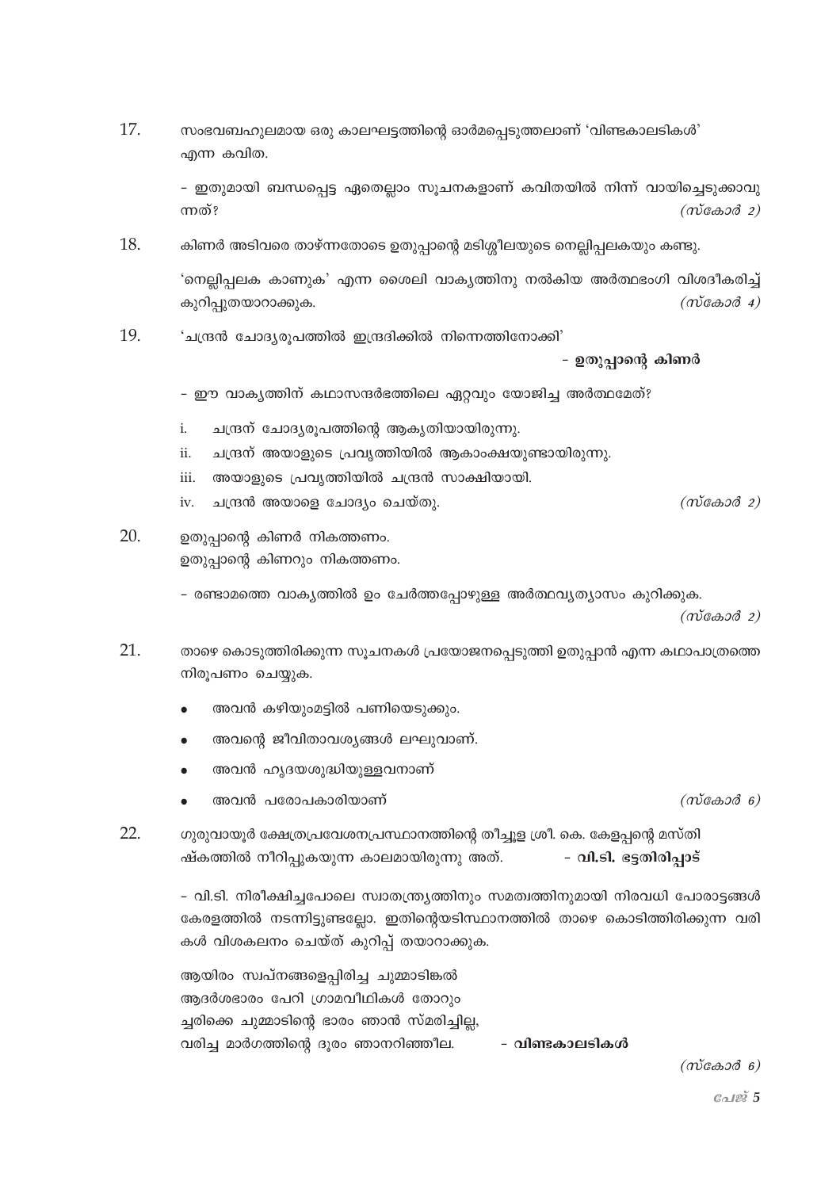17. സംഭവബഹുലമായ ഒരു കാലഘട്ടത്തിന്റെ ഓർമപ്പെടുത്തലാണ് 'വിണ്ടകാലടികൾ' എന്ന കവിത.

   - ഇതുമായി ബന്ധപ്പെട്ട ഏതെല്ലാം സൂചനകളാണ് കവിതയിൽ നിന്ന് വായിച്ചെടുക്കാവുന്നത്? *(സ്കോർ 2)*

18. കിണർ അടിവരെ താഴ്ന്നതോടെ ഉതുപ്പാന്റെ മടിശ്ശീലയുടെ നെല്ലിപ്പലകയും കണ്ടു.

   'നെല്ലിപ്പലക കാണുക' എന്ന ശൈലി വാക്യത്തിനു നൽകിയ അർത്ഥഭംഗി വിശദീകരിച്ച് കുറിപ്പുതയാറാക്കുക. *(സ്കോർ 4)*

19. 'ചന്ദ്രൻ ചോദ്യരൂപത്തിൽ ഇന്ദ്രദിക്കിൽ നിന്നെത്തിനോക്കി'

   **- ഉതുപ്പാന്റെ കിണർ**

   - ഈ വാക്യത്തിന് കഥാസന്ദർഭത്തിലെ ഏറ്റവും യോജിച്ച അർത്ഥമേത്?

   i. ചന്ദ്രന് ചോദ്യരൂപത്തിന്റെ ആകൃതിയായിരുന്നു.
   ii. ചന്ദ്രന് അയാളുടെ പ്രവൃത്തിയിൽ ആകാംക്ഷയുണ്ടായിരുന്നു.
   iii. അയാളുടെ പ്രവൃത്തിയിൽ ചന്ദ്രൻ സാക്ഷിയായി.
   iv. ചന്ദ്രൻ അയാളെ ചോദ്യം ചെയ്തു. *(സ്കോർ 2)*

20. ഉതുപ്പാന്റെ കിണർ നികത്തണം.
   ഉതുപ്പാന്റെ കിണറും നികത്തണം.

   - രണ്ടാമത്തെ വാക്യത്തിൽ ഉം ചേർത്തപ്പോഴുള്ള അർത്ഥവ്യത്യാസം കുറിക്കുക. *(സ്കോർ 2)*

21. താഴെ കൊടുത്തിരിക്കുന്ന സൂചനകൾ പ്രയോജനപ്പെടുത്തി ഉതുപ്പാൻ എന്ന കഥാപാത്രത്തെ നിരൂപണം ചെയ്യുക.

   - അവൻ കഴിയുംമട്ടിൽ പണിയെടുക്കും.
   - അവന്റെ ജീവിതാവശ്യങ്ങൾ ലഘുവാണ്.
   - അവൻ ഹൃദയശുദ്ധിയുള്ളവനാണ്
   - അവൻ പരോപകാരിയാണ് *(സ്കോർ 6)*

22. ഗുരുവായൂർ ക്ഷേത്രപ്രവേശനപ്രസ്ഥാനത്തിന്റെ തീച്ചൂള ശ്രീ. കെ. കേളപ്പന്റെ മസ്തിഷ്കത്തിൽ നീറിപ്പുകയുന്ന കാലമായിരുന്നു അത്. **- വി.ടി. ഭട്ടതിരിപ്പാട്**

   - വി.ടി. നിരീക്ഷിച്ചപോലെ സ്വാതന്ത്ര്യത്തിനും സമത്വത്തിനുമായി നിരവധി പോരാട്ടങ്ങൾ കേരളത്തിൽ നടന്നിട്ടുണ്ടല്ലോ. ഇതിന്റെയടിസ്ഥാനത്തിൽ താഴെ കൊടിത്തിരിക്കുന്ന വരികൾ വിശകലനം ചെയ്ത് കുറിപ്പ് തയാറാക്കുക.

   ആയിരം സ്വപ്നങ്ങളെപ്പിരിച്ച ചുമ്മാടിങ്കൽ
   ആദർശഭാരം പേറി ഗ്രാമവീഥികൾ തോറും
   ച്ചരിക്കെ ചുമ്മാടിന്റെ ഭാരം ഞാൻ സ്മരിച്ചില്ല,
   വരിച്ച മാർഗത്തിന്റെ ദൂരം ഞാനറിഞ്ഞീല. **- വിണ്ടകാലടികൾ**

   *(സ്കോർ 6)*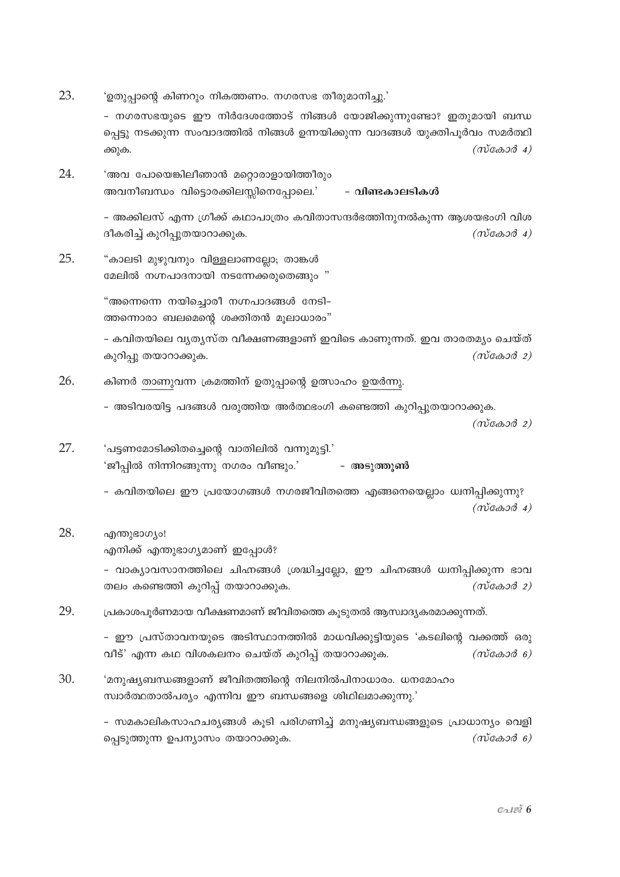23. 'ഉതുപ്പാന്റെ കിണറും നികത്തണം. നഗരസഭ തീരുമാനിച്ചു.'

   - നഗരസഭയുടെ ഈ നിർദേശത്തോട് നിങ്ങൾ യോജിക്കുന്നുണ്ടോ? ഇതുമായി ബന്ധപ്പെട്ടു നടക്കുന്ന സംവാദത്തിൽ നിങ്ങൾ ഉന്നയിക്കുന്ന വാദങ്ങൾ യുക്തിപൂർവം സമർത്ഥിക്കുക. *(സ്കോർ 4)*

24. 'അവ പോയെങ്കിലീഞാൻ മറ്റൊരാളായിത്തീരും
   അവനീബന്ധം വിട്ടൊരക്കിലസ്സിനെപ്പോലെ.' - **വിണ്ടകാലടികൾ**

   - അക്കിലസ് എന്ന ഗ്രീക്ക് കഥാപാത്രം കവിതാസന്ദർഭത്തിനുനൽകുന്ന ആശയഭംഗി വിശദീകരിച്ച് കുറിപ്പുതയാറാക്കുക. *(സ്കോർ 4)*

25. "കാലടി മുഴുവനും വിള്ളലാണല്ലോ; താങ്കൾ
   മേലിൽ നഗ്നപാദനായി നടന്നേക്കരുതെങ്ങും "

   "അന്നെന്നെ നയിച്ചൊരീ നഗ്നപാദങ്ങൾ നേടി-
   ത്തന്നൊരാ ബലമെന്റെ ശക്തിതൻ മൂലാധാരം"

   - കവിതയിലെ വ്യത്യസ്ത വീക്ഷണങ്ങളാണ് ഇവിടെ കാണുന്നത്. ഇവ താരതമ്യം ചെയ്ത് കുറിപ്പു തയാറാക്കുക. *(സ്കോർ 2)*

26. കിണർ <u>താണുവന്ന</u> ക്രമത്തിന് ഉതുപ്പാന്റെ ഉത്സാഹം <u>ഉയർന്നു</u>.

   - അടിവരയിട്ട പദങ്ങൾ വരുത്തിയ അർത്ഥഭംഗി കണ്ടെത്തി കുറിപ്പുതയാറാക്കുക. *(സ്കോർ 2)*

27. 'പട്ടണമോടിക്കിതച്ചെന്റെ വാതിലിൽ വന്നുമുട്ടി.'
   'ജീപ്പിൽ നിന്നിറങ്ങുന്നു നഗരം വീണ്ടും.' - **അടുത്തൂൺ**

   - കവിതയിലെ ഈ പ്രയോഗങ്ങൾ നഗരജീവിതത്തെ എങ്ങനെയെല്ലാം ധ്വനിപ്പിക്കുന്നു? *(സ്കോർ 4)*

28. എന്തുഭാഗ്യം!
   എനിക്ക് എന്തുഭാഗ്യമാണ് ഇപ്പോൾ?

   - വാക്യാവസാനത്തിലെ ചിഹ്നങ്ങൾ ശ്രദ്ധിച്ചല്ലോ, ഈ ചിഹ്നങ്ങൾ ധ്വനിപ്പിക്കുന്ന ഭാവതലം കണ്ടെത്തി കുറിപ്പ് തയാറാക്കുക. *(സ്കോർ 2)*

29. പ്രകാശപൂർണമായ വീക്ഷണമാണ് ജീവിതത്തെ കൂടുതൽ ആസ്വാദ്യകരമാക്കുന്നത്.

   - ഈ പ്രസ്താവനയുടെ അടിസ്ഥാനത്തിൽ മാധവിക്കുട്ടിയുടെ 'കടലിന്റെ വക്കത്ത് ഒരു വീട്' എന്ന കഥ വിശകലനം ചെയ്ത് കുറിപ്പ് തയാറാക്കുക. *(സ്കോർ 6)*

30. 'മനുഷ്യബന്ധങ്ങളാണ് ജീവിതത്തിന്റെ നിലനിൽപിനാധാരം. ധനമോഹം
   സ്വാർത്ഥതാൽപര്യം എന്നിവ ഈ ബന്ധങ്ങളെ ശിഥിലമാക്കുന്നു.'

   - സമകാലികസാഹചര്യങ്ങൾ കൂടി പരിഗണിച്ച് മനുഷ്യബന്ധങ്ങളുടെ പ്രാധാന്യം വെളിപ്പെടുത്തുന്ന ഉപന്യാസം തയാറാക്കുക. *(സ്കോർ 6)*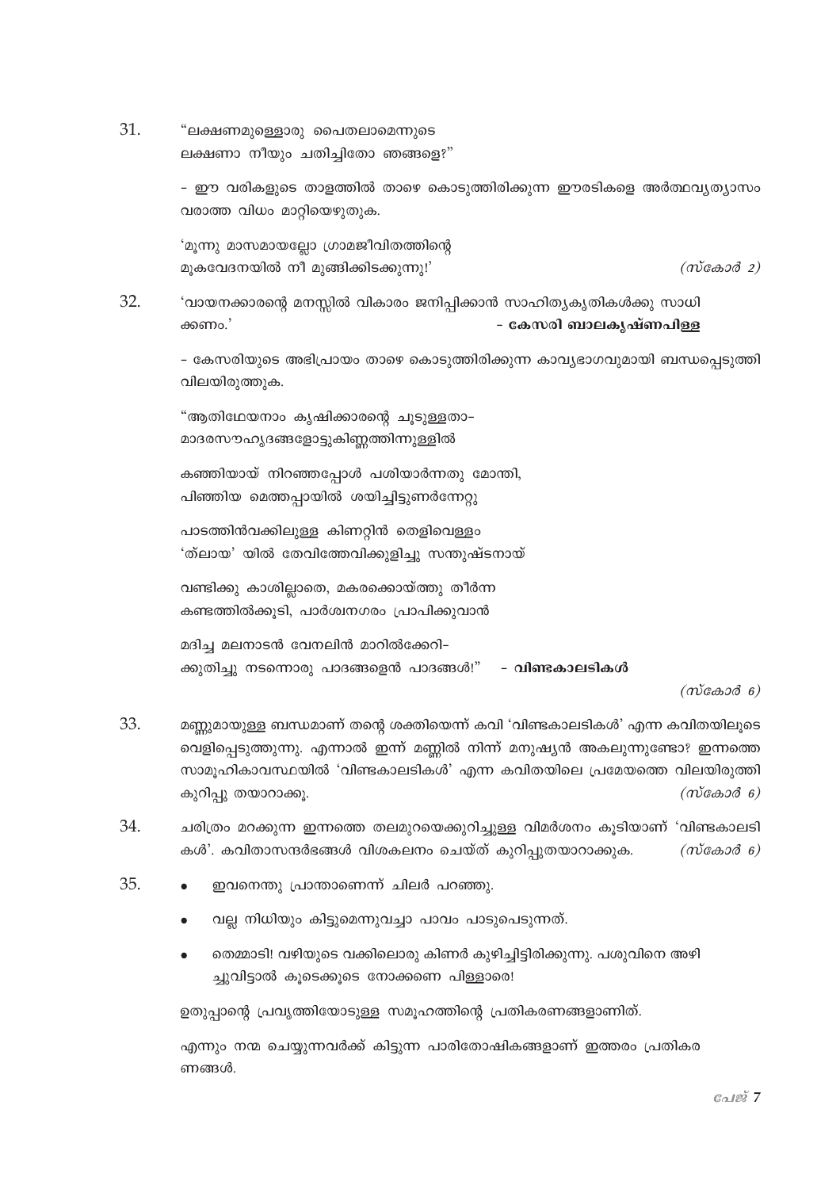31. "ലക്ഷണമുള്ളൊരു പൈതലാമെന്നുടെ
ലക്ഷണാ നീയും ചതിച്ചിതോ ഞങ്ങളെ?"

– ഈ വരികളുടെ താളത്തിൽ താഴെ കൊടുത്തിരിക്കുന്ന ഈരടികളെ അർത്ഥവ്യത്യാസം വരാത്ത വിധം മാറ്റിയെഴുതുക.

'മൂന്നു മാസമായല്ലോ ഗ്രാമജീവിതത്തിന്റെ
മൂകവേദനയിൽ നീ മുങ്ങിക്കിടക്കുന്നു!' *(സ്കോർ 2)*

32. 'വായനക്കാരന്റെ മനസ്സിൽ വികാരം ജനിപ്പിക്കാൻ സാഹിത്യകൃതികൾക്കു സാധിക്കണം.' – **കേസരി ബാലകൃഷ്ണപിള്ള**

– കേസരിയുടെ അഭിപ്രായം താഴെ കൊടുത്തിരിക്കുന്ന കാവ്യഭാഗവുമായി ബന്ധപ്പെടുത്തി വിലയിരുത്തുക.

"ആതിഥേയനാം കൃഷിക്കാരന്റെ ചൂടുള്ളതാ–
മാദരസൗഹൃദങ്ങളോട്ടുകിണ്ണത്തിന്നുള്ളിൽ

കഞ്ഞിയായ് നിറഞ്ഞപ്പോൾ പശിയാർന്നതു മോന്തി,
പിഞ്ഞിയ മെത്തപ്പായിൽ ശയിച്ചിട്ടുണർന്നേറ്റു

പാടത്തിൻവക്കിലുള്ള കിണറ്റിൻ തെളിവെള്ളം
'ത്‌ലായ' യിൽ തേവിത്തേവിക്കുളിച്ചു സന്തുഷ്ടനായ്

വണ്ടിക്കു കാശില്ലാതെ, മകരക്കൊയ്ത്തു തീർന്ന
കണ്ടത്തിൽക്കൂടി, പാർശ്വനഗരം പ്രാപിക്കുവാൻ

മദിച്ച മലനാടൻ വേനലിൻ മാറിൽക്കേറി–
ക്കുതിച്ചു നടന്നൊരു പാദങ്ങളെൻ പാദങ്ങൾ!" – **വിണ്ടകാലടികൾ**

*(സ്കോർ 6)*

33. മണ്ണുമായുള്ള ബന്ധമാണ് തന്റെ ശക്തിയെന്ന് കവി 'വിണ്ടകാലടികൾ' എന്ന കവിതയിലൂടെ വെളിപ്പെടുത്തുന്നു. എന്നാൽ ഇന്ന് മണ്ണിൽ നിന്ന് മനുഷ്യൻ അകലുന്നുണ്ടോ? ഇന്നത്തെ സാമൂഹികാവസ്ഥയിൽ 'വിണ്ടകാലടികൾ' എന്ന കവിതയിലെ പ്രമേയത്തെ വിലയിരുത്തി കുറിപ്പു തയാറാക്കൂ. *(സ്കോർ 6)*

34. ചരിത്രം മറക്കുന്ന ഇന്നത്തെ തലമുറയെക്കുറിച്ചുള്ള വിമർശനം കൂടിയാണ് 'വിണ്ടകാലടികൾ'. കവിതാസന്ദർഭങ്ങൾ വിശകലനം ചെയ്ത് കുറിപ്പുതയാറാക്കുക. *(സ്കോർ 6)*

35.
- ഇവനെന്തു പ്രാന്താണെന്ന് ചിലർ പറഞ്ഞു.
- വല്ല നിധിയും കിട്ടുമെന്നുവച്ചാ പാവം പാടുപെടുന്നത്.
- തെമ്മാടി! വഴിയുടെ വക്കിലൊരു കിണർ കുഴിച്ചിട്ടിരിക്കുന്നു. പശുവിനെ അഴിച്ചുവിട്ടാൽ കൂടെക്കൂടെ നോക്കണെ പിള്ളാരെ!

ഉതുപ്പാന്റെ പ്രവൃത്തിയോടുള്ള സമൂഹത്തിന്റെ പ്രതികരണങ്ങളാണിത്.

എന്നും നന്മ ചെയ്യുന്നവർക്ക് കിട്ടുന്ന പാരിതോഷികങ്ങളാണ് ഇത്തരം പ്രതികരണങ്ങൾ.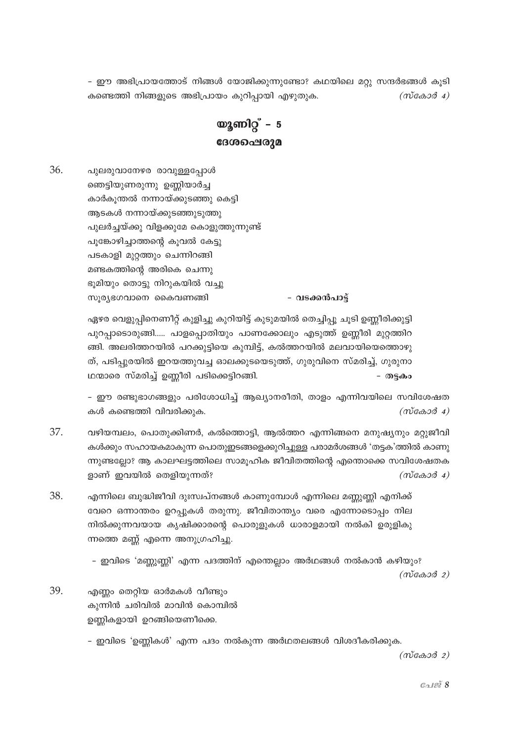- ഈ അഭിപ്രായത്തോട് നിങ്ങൾ യോജിക്കുന്നുണ്ടോ? കഥയിലെ മറ്റു സന്ദർഭങ്ങൾ കൂടി കണ്ടെത്തി നിങ്ങളുടെ അഭിപ്രായം കുറിപ്പായി എഴുതുക. *(സ്കോർ 4)*

## യൂണിറ്റ് - 5
## ദേശപ്പെരുമ

36. പുലരുവാനേഴര രാവുള്ളപ്പോൾ  
ഞെട്ടിയുണരുന്നു ഉണ്ണിയാർച്ച  
കാർകൂന്തൽ നന്നായ്ക്കുടഞ്ഞു കെട്ടി  
ആടകൾ നന്നായ്ക്കുടഞ്ഞുടുത്തു  
പുലർച്ചയ്ക്കു വിളക്കുമേ കൊളുത്തുന്നുണ്ട്  
പൂങ്കോഴിച്ചാത്തന്റെ കൂവൽ കേട്ടു  
പടകാളി മുറ്റത്തും ചെന്നിറങ്ങി  
മണ്ടകത്തിന്റെ അരികെ ചെന്നു  
ഭൂമിയും തൊട്ടു നിറുകയിൽ വച്ചു  
സൂര്യഭഗവാനെ കൈവണങ്ങി **- വടക്കൻപാട്ട്**

ഏഴര വെളുപ്പിനെണീറ്റ് കുളിച്ചു കുറിയിട്ട് കുടുമയിൽ തെച്ചിപ്പൂ ചൂടി ഉണ്ണീരിക്കുട്ടി പുറപ്പാടൊരുങ്ങി..... പാളപ്പൊതിയും പാണക്കോലും എടുത്ത് ഉണ്ണീരി മുറ്റത്തിറങ്ങി. അലരിത്തറയിൽ പറക്കുട്ടിയെ കുമ്പിട്ട്, കൽത്തറയിൽ മലവായിയെത്തൊഴുത്, പടിപ്പുരയിൽ ഇറയത്തുവച്ച ഓലക്കുടയെടുത്ത്, ഗുരുവിനെ സ്മരിച്ച്, ഗുരുനാഥന്മാരെ സ്മരിച്ച് ഉണ്ണീരി പടിക്കെട്ടിറങ്ങി. **- തട്ടകം**

- ഈ രണ്ടുഭാഗങ്ങളും പരിശോധിച്ച് ആഖ്യാനരീതി, താളം എന്നിവയിലെ സവിശേഷതകൾ കണ്ടെത്തി വിവരിക്കുക. *(സ്കോർ 4)*

37. വഴിയമ്പലം, പൊതുക്കിണർ, കൽത്തൊട്ടി, ആൽത്തറ എന്നിങ്ങനെ മനുഷ്യനും മറ്റുജീവികൾക്കും സഹായകമാകുന്ന പൊതുഇടങ്ങളെക്കുറിച്ചുള്ള പരാമർശങ്ങൾ 'തട്ടക'ത്തിൽ കാണുന്നുണ്ടല്ലോ? ആ കാലഘട്ടത്തിലെ സാമൂഹിക ജീവിതത്തിന്റെ എന്തൊക്കെ സവിശേഷതകളാണ് ഇവയിൽ തെളിയുന്നത്? *(സ്കോർ 4)*

38. എന്നിലെ ബുദ്ധിജീവി ദുഃസ്വപ്നങ്ങൾ കാണുമ്പോൾ എന്നിലെ മണ്ണുണ്ണി എനിക്ക് വേറെ ഒന്നാന്തരം ഉറപ്പുകൾ തരുന്നു. ജീവിതാന്ത്യം വരെ എന്നോടൊപ്പം നിലനിൽക്കുന്നവയായ കൃഷിക്കാരന്റെ പൊരുളുകൾ ധാരാളമായി നൽകി ഉരുളികുന്നത്തെ മണ്ണ് എന്നെ അനുഗ്രഹിച്ചു.

- ഇവിടെ 'മണ്ണുണ്ണി' എന്ന പദത്തിന് എന്തെല്ലാം അർഥങ്ങൾ നൽകാൻ കഴിയും? *(സ്കോർ 2)*

39. എണ്ണം തെറ്റിയ ഓർമകൾ വീണ്ടും  
കുന്നിൻ ചരിവിൽ മാവിൻ കൊമ്പിൽ  
ഉണ്ണികളായി ഉറങ്ങിയെണീക്കെ.

- ഇവിടെ 'ഉണ്ണികൾ' എന്ന പദം നൽകുന്ന അർഥതലങ്ങൾ വിശദീകരിക്കുക. *(സ്കോർ 2)*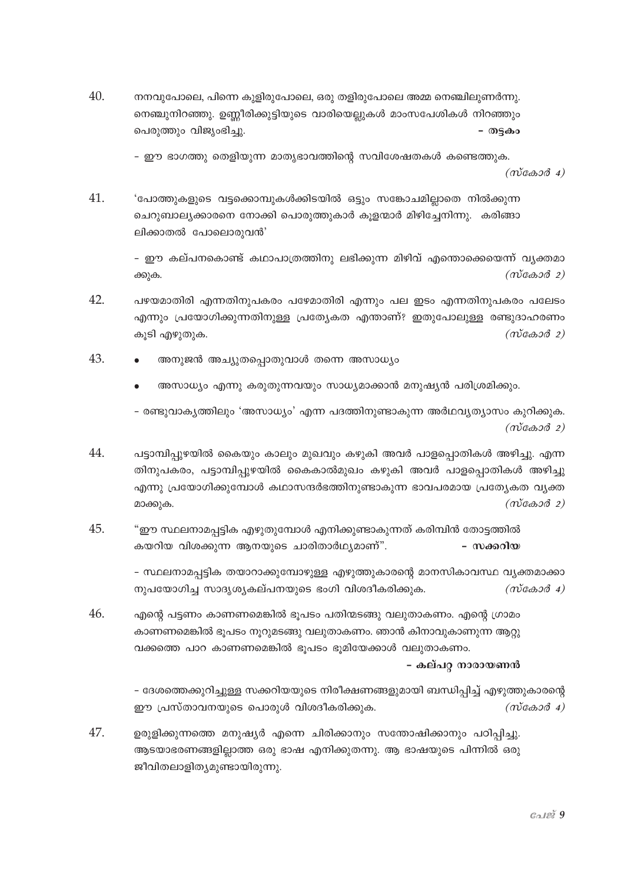40. നനവുപോലെ, പിന്നെ കുളിരുപോലെ, ഒരു തളിരുപോലെ അമ്മ നെഞ്ചിലുണർന്നു. നെഞ്ചുനിറഞ്ഞു. ഉണ്ണീരിക്കുട്ടിയുടെ വാരിയെല്ലുകൾ മാംസപേശികൾ നിറഞ്ഞും പെരുത്തും വിജൃംഭിച്ചു. **– തട്ടകം**

– ഈ ഭാഗത്തു തെളിയുന്ന മാതൃഭാവത്തിന്റെ സവിശേഷതകൾ കണ്ടെത്തുക. *(സ്കോർ 4)*

41. 'പോത്തുകളുടെ വട്ടക്കൊമ്പുകൾക്കിടയിൽ ഒട്ടും സങ്കോചമില്ലാതെ നിൽക്കുന്ന ചെറുബാല്യക്കാരനെ നോക്കി പൊരുത്തുകാർ കൂളന്മാർ മിഴിച്ചേനിന്നു. കരിങ്ങാലിക്കാതൽ പോലൊരുവൻ'

– ഈ കല്പനകൊണ്ട് കഥാപാത്രത്തിനു ലഭിക്കുന്ന മിഴിവ് എന്തൊക്കെയെന്ന് വ്യക്തമാക്കുക. *(സ്കോർ 2)*

42. പഴയമാതിരി എന്നതിനുപകരം പഴേമാതിരി എന്നും പല ഇടം എന്നതിനുപകരം പലേടം എന്നും പ്രയോഗിക്കുന്നതിനുള്ള പ്രത്യേകത എന്താണ്? ഇതുപോലുള്ള രണ്ടുദാഹരണം കൂടി എഴുതുക. *(സ്കോർ 2)*

43.
- അനുജൻ അച്യുതപ്പൊതുവാൾ തന്നെ അസാധ്യം
- അസാധ്യം എന്നു കരുതുന്നവയും സാധ്യമാക്കാൻ മനുഷ്യൻ പരിശ്രമിക്കും.

– രണ്ടുവാക്യത്തിലും 'അസാധ്യം' എന്ന പദത്തിനുണ്ടാകുന്ന അർഥവ്യത്യാസം കുറിക്കുക. *(സ്കോർ 2)*

44. പട്ടാമ്പിപ്പുഴയിൽ കൈയും കാലും മുഖവും കഴുകി അവർ പാളപ്പൊതികൾ അഴിച്ചു. എന്നതിനുപകരം, പട്ടാമ്പിപ്പുഴയിൽ കൈകാൽമുഖം കഴുകി അവർ പാളപ്പൊതികൾ അഴിച്ചു എന്നു പ്രയോഗിക്കുമ്പോൾ കഥാസന്ദർഭത്തിനുണ്ടാകുന്ന ഭാവപരമായ പ്രത്യേകത വ്യക്തമാക്കുക. *(സ്കോർ 2)*

45. "ഈ സ്ഥലനാമപ്പട്ടിക എഴുതുമ്പോൾ എനിക്കുണ്ടാകുന്നത് കരിമ്പിൻ തോട്ടത്തിൽ കയറിയ വിശക്കുന്ന ആനയുടെ ചാരിതാർഥ്യമാണ്". **– സക്കറിയ**

– സ്ഥലനാമപ്പട്ടിക തയാറാക്കുമ്പോഴുള്ള എഴുത്തുകാരന്റെ മാനസികാവസ്ഥ വ്യക്തമാക്കാനുപയോഗിച്ച സാദൃശ്യകല്പനയുടെ ഭംഗി വിശദീകരിക്കുക. *(സ്കോർ 4)*

46. എന്റെ പട്ടണം കാണണമെങ്കിൽ ഭൂപടം പതിന്മടങ്ങു വലുതാകണം. എന്റെ ഗ്രാമം കാണണമെങ്കിൽ ഭൂപടം നൂറുമടങ്ങു വലുതാകണം. ഞാൻ കിനാവുകാണുന്ന ആറ്റുവക്കത്തെ പാറ കാണണമെങ്കിൽ ഭൂപടം ഭൂമിയേക്കാൾ വലുതാകണം.
**– കല്പറ്റ നാരായണൻ**

– ദേശത്തെക്കുറിച്ചുള്ള സക്കറിയയുടെ നിരീക്ഷണങ്ങളുമായി ബന്ധിപ്പിച്ച് എഴുത്തുകാരന്റെ ഈ പ്രസ്താവനയുടെ പൊരുൾ വിശദീകരിക്കുക. *(സ്കോർ 4)*

47. ഉരുളിക്കുന്നത്തെ മനുഷ്യർ എന്നെ ചിരിക്കാനും സന്തോഷിക്കാനും പഠിപ്പിച്ചു. ആടയാഭരണങ്ങളില്ലാത്ത ഒരു ഭാഷ എനിക്കുതന്നു. ആ ഭാഷയുടെ പിന്നിൽ ഒരു ജീവിതലാളിത്യമുണ്ടായിരുന്നു.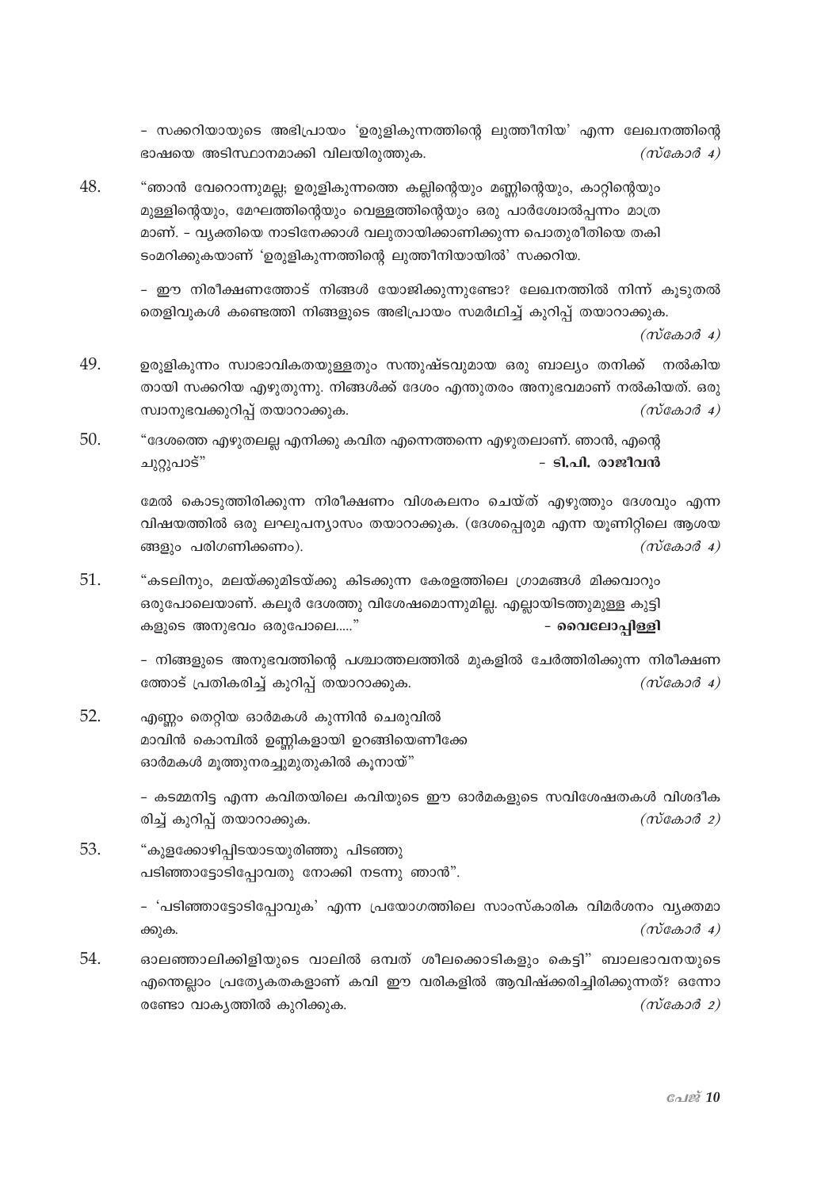- സക്കറിയായുടെ അഭിപ്രായം 'ഉരുളികുന്നത്തിന്റെ ലുത്തീനിയ' എന്ന ലേഖനത്തിന്റെ ഭാഷയെ അടിസ്ഥാനമാക്കി വിലയിരുത്തുക. *(സ്കോർ 4)*

48. "ഞാൻ വേറൊന്നുമല്ല; ഉരുളികുന്നത്തെ കല്ലിന്റെയും മണ്ണിന്റെയും, കാറ്റിന്റെയും മുള്ളിന്റെയും, മേഘത്തിന്റെയും വെള്ളത്തിന്റെയും ഒരു പാർശ്വോൽപ്പന്നം മാത്ര മാണ്. - വ്യക്തിയെ നാടിനേക്കാൾ വലുതായിക്കാണിക്കുന്ന പൊതുരീതിയെ തകിടംമറിക്കുകയാണ് 'ഉരുളികുന്നത്തിന്റെ ലുത്തീനിയായിൽ' സക്കറിയ.

   - ഈ നിരീക്ഷണത്തോട് നിങ്ങൾ യോജിക്കുന്നുണ്ടോ? ലേഖനത്തിൽ നിന്ന് കൂടുതൽ തെളിവുകൾ കണ്ടെത്തി നിങ്ങളുടെ അഭിപ്രായം സമർഥിച്ച് കുറിപ്പ് തയാറാക്കുക. *(സ്കോർ 4)*

49. ഉരുളികുന്നം സ്വാഭാവികതയുള്ളതും സന്തുഷ്ടവുമായ ഒരു ബാല്യം തനിക്ക് നൽകിയതായി സക്കറിയ എഴുതുന്നു. നിങ്ങൾക്ക് ദേശം എന്തുതരം അനുഭവമാണ് നൽകിയത്. ഒരു സ്വാനുഭവക്കുറിപ്പ് തയാറാക്കുക. *(സ്കോർ 4)*

50. "ദേശത്തെ എഴുതലല്ല എനിക്കു കവിത എന്നെത്തന്നെ എഴുതലാണ്. ഞാൻ, എന്റെ ചുറ്റുപാട്"
   **- ടി.പി. രാജീവൻ**

   മേൽ കൊടുത്തിരിക്കുന്ന നിരീക്ഷണം വിശകലനം ചെയ്ത് എഴുത്തും ദേശവും എന്ന വിഷയത്തിൽ ഒരു ലഘുപന്യാസം തയാറാക്കുക. (ദേശപ്പെരുമ എന്ന യൂണിറ്റിലെ ആശയങ്ങളും പരിഗണിക്കണം). *(സ്കോർ 4)*

51. "കടലിനും, മലയ്ക്കുമിടയ്ക്കു കിടക്കുന്ന കേരളത്തിലെ ഗ്രാമങ്ങൾ മിക്കവാറും ഒരുപോലെയാണ്. കലൂർ ദേശത്തു വിശേഷമൊന്നുമില്ല. എല്ലായിടത്തുമുള്ള കുട്ടികളുടെ അനുഭവം ഒരുപോലെ....."
   **- വൈലോപ്പിള്ളി**

   - നിങ്ങളുടെ അനുഭവത്തിന്റെ പശ്ചാത്തലത്തിൽ മുകളിൽ ചേർത്തിരിക്കുന്ന നിരീക്ഷണത്തോട് പ്രതികരിച്ച് കുറിപ്പ് തയാറാക്കുക. *(സ്കോർ 4)*

52. എണ്ണം തെറ്റിയ ഓർമകൾ കുന്നിൻ ചെരുവിൽ
   മാവിൻ കൊമ്പിൽ ഉണ്ണികളായി ഉറങ്ങിയെണീക്കേ
   ഓർമകൾ മൂത്തുനരച്ചുമുതുകിൽ കൂനായ്"

   - കടമ്മനിട്ട എന്ന കവിതയിലെ കവിയുടെ ഈ ഓർമകളുടെ സവിശേഷതകൾ വിശദീകരിച്ച് കുറിപ്പ് തയാറാക്കുക. *(സ്കോർ 2)*

53. "കുളക്കോഴിപ്പിടയാടയുരിഞ്ഞു പിടഞ്ഞു
   പടിഞ്ഞാട്ടോടിപ്പോവതു നോക്കി നടന്നു ഞാൻ".

   - 'പടിഞ്ഞാട്ടോടിപ്പോവുക' എന്ന പ്രയോഗത്തിലെ സാംസ്കാരിക വിമർശനം വ്യക്തമാക്കുക. *(സ്കോർ 4)*

54. ഓലഞ്ഞാലിക്കിളിയുടെ വാലിൽ ഒമ്പത് ശീലക്കൊടികളും കെട്ടി" ബാലഭാവനയുടെ എന്തെല്ലാം പ്രത്യേകതകളാണ് കവി ഈ വരികളിൽ ആവിഷ്ക്കരിച്ചിരിക്കുന്നത്? ഒന്നോ രണ്ടോ വാക്യത്തിൽ കുറിക്കുക. *(സ്കോർ 2)*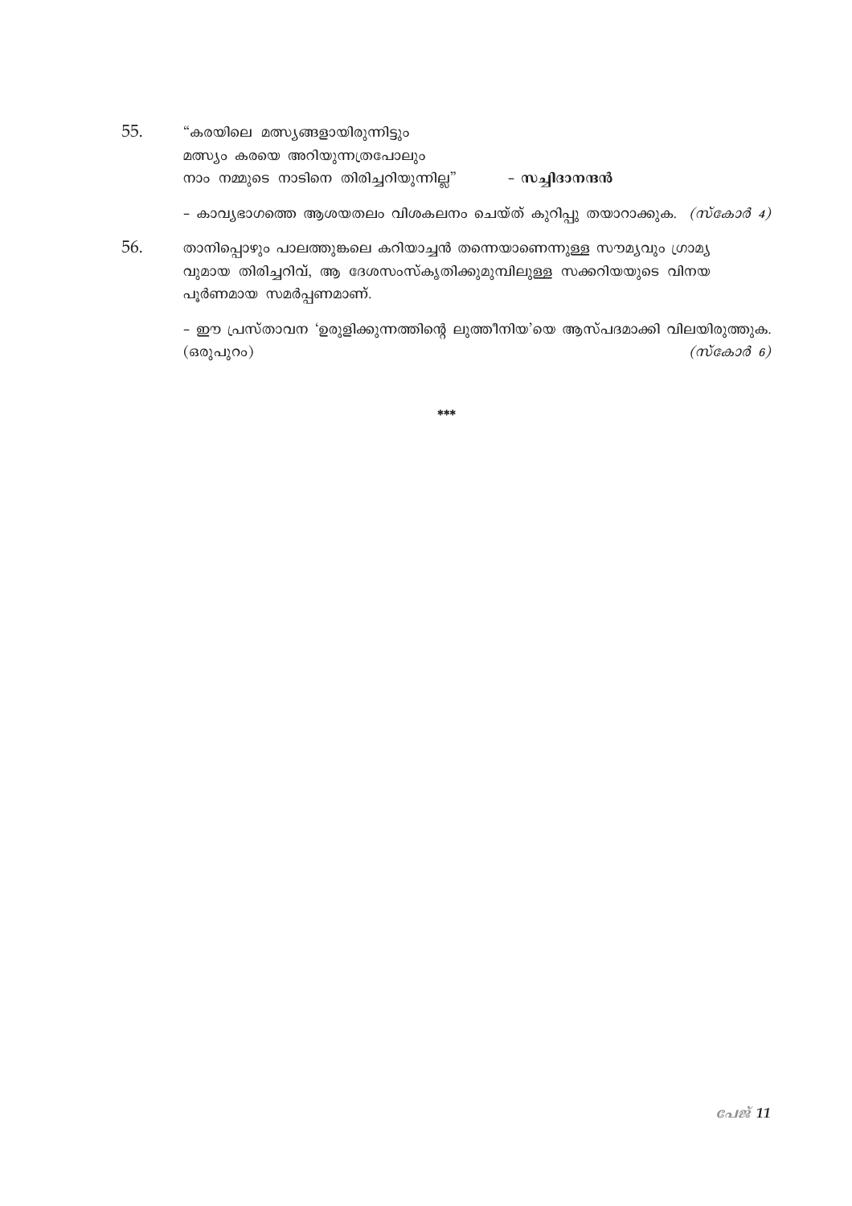55. "കരയിലെ മത്സ്യങ്ങളായിരുന്നിട്ടും
മത്സ്യം കരയെ അറിയുന്നത്രപോലും
നാം നമ്മുടെ നാടിനെ തിരിച്ചറിയുന്നില്ല" - **സച്ചിദാനന്ദൻ**

- കാവ്യഭാഗത്തെ ആശയതലം വിശകലനം ചെയ്ത് കുറിപ്പു തയാറാക്കുക. *(സ്കോർ 4)*

56. താനിപ്പൊഴും പാലത്തുങ്കലെ കറിയാച്ചൻ തന്നെയാണെന്നുള്ള സൗമ്യവും ഗ്രാമ്യവുമായ തിരിച്ചറിവ്, ആ ദേശസംസ്കൃതിക്കുമുമ്പിലുള്ള സക്കറിയയുടെ വിനയപൂർണമായ സമർപ്പണമാണ്.

- ഈ പ്രസ്താവന 'ഉരുളിക്കുന്നത്തിന്റെ ലുത്തീനിയ'യെ ആസ്പദമാക്കി വിലയിരുത്തുക. (ഒരുപുറം) *(സ്കോർ 6)*

***